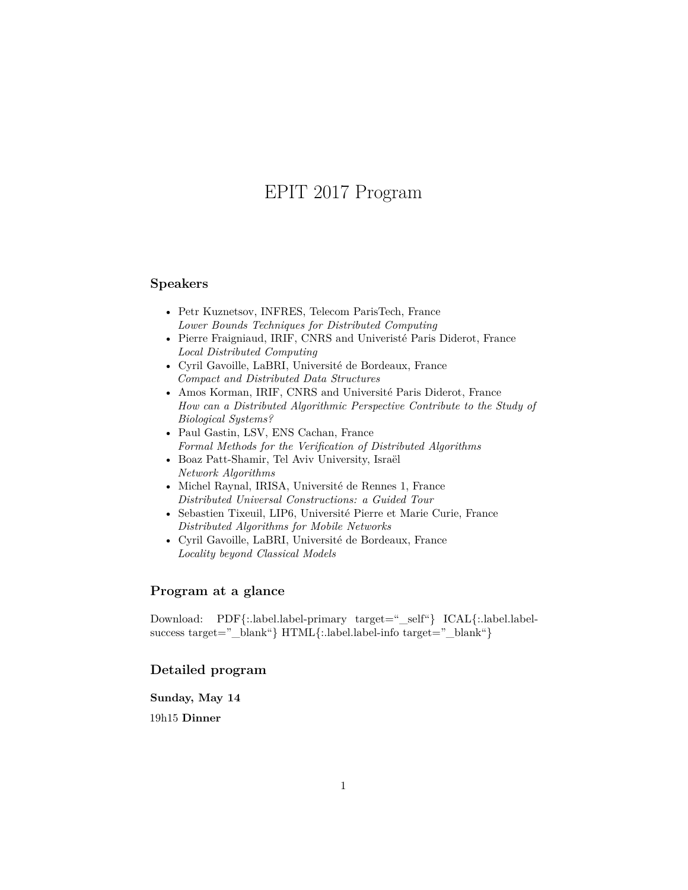# EPIT 2017 Program

## Speakers

- Petr Kuznetsov, INFRES, Telecom ParisTech, France
  *Lower Bounds Techniques for Distributed Computing*
- Pierre Fraigniaud, IRIF, CNRS and Univeristé Paris Diderot, France
  *Local Distributed Computing*
- Cyril Gavoille, LaBRI, Université de Bordeaux, France
  *Compact and Distributed Data Structures*
- Amos Korman, IRIF, CNRS and Université Paris Diderot, France
  *How can a Distributed Algorithmic Perspective Contribute to the Study of Biological Systems?*
- Paul Gastin, LSV, ENS Cachan, France
  *Formal Methods for the Verification of Distributed Algorithms*
- Boaz Patt-Shamir, Tel Aviv University, Israël
  *Network Algorithms*
- Michel Raynal, IRISA, Université de Rennes 1, France
  *Distributed Universal Constructions: a Guided Tour*
- Sebastien Tixeuil, LIP6, Université Pierre et Marie Curie, France
  *Distributed Algorithms for Mobile Networks*
- Cyril Gavoille, LaBRI, Université de Bordeaux, France
  *Locality beyond Classical Models*

## Program at a glance

Download: PDF{:.label.label-primary target="_self"} ICAL{:.label.label-success target="_blank"} HTML{:.label.label-info target="_blank"}

## Detailed program

**Sunday, May 14**

19h15 **Dinner**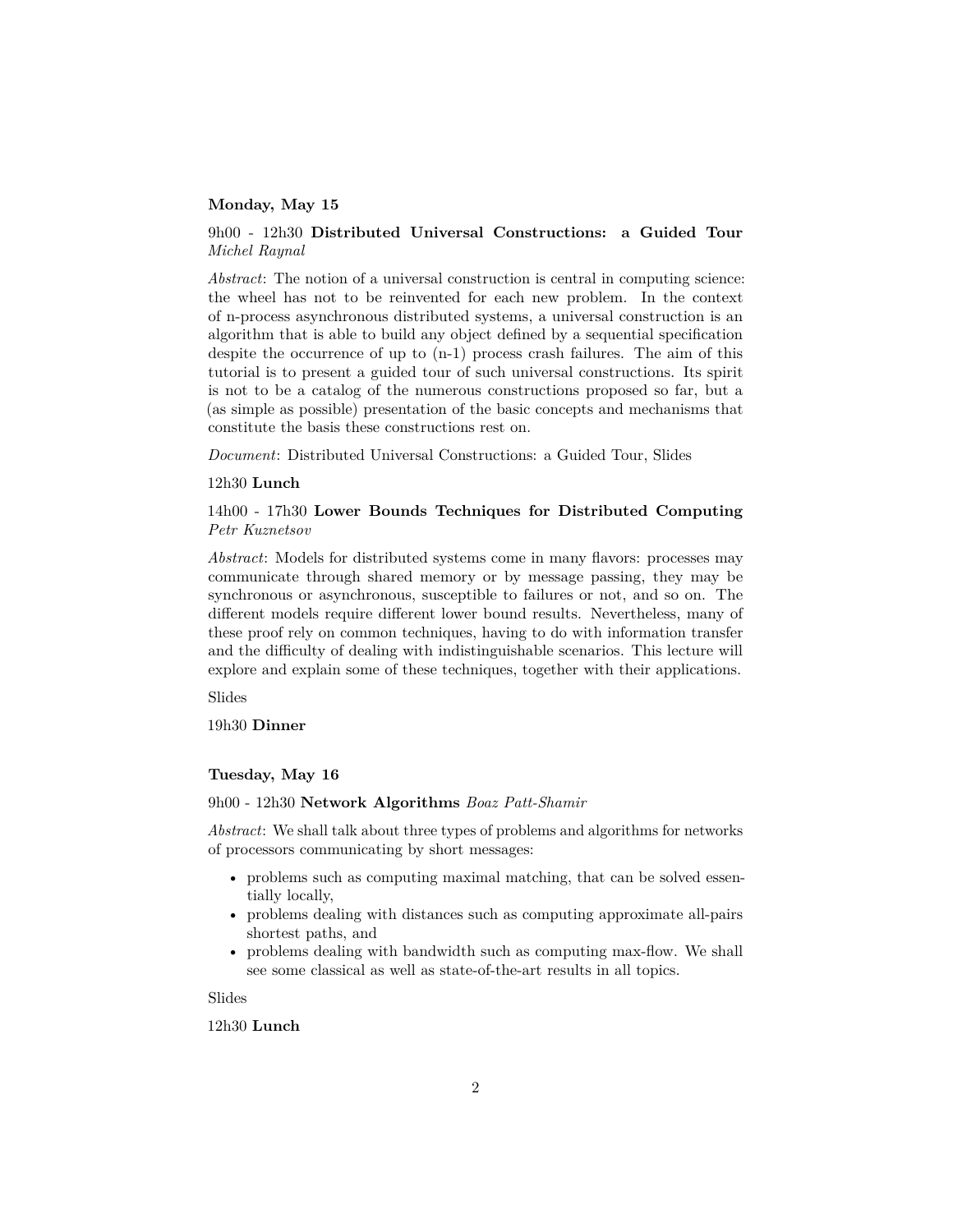**Monday, May 15**

9h00 - 12h30 **Distributed Universal Constructions: a Guided Tour** *Michel Raynal*

*Abstract*: The notion of a universal construction is central in computing science: the wheel has not to be reinvented for each new problem. In the context of n-process asynchronous distributed systems, a universal construction is an algorithm that is able to build any object defined by a sequential specification despite the occurrence of up to (n-1) process crash failures. The aim of this tutorial is to present a guided tour of such universal constructions. Its spirit is not to be a catalog of the numerous constructions proposed so far, but a (as simple as possible) presentation of the basic concepts and mechanisms that constitute the basis these constructions rest on.

*Document*: Distributed Universal Constructions: a Guided Tour, Slides

12h30 **Lunch**

14h00 - 17h30 **Lower Bounds Techniques for Distributed Computing** *Petr Kuznetsov*

*Abstract*: Models for distributed systems come in many flavors: processes may communicate through shared memory or by message passing, they may be synchronous or asynchronous, susceptible to failures or not, and so on. The different models require different lower bound results. Nevertheless, many of these proof rely on common techniques, having to do with information transfer and the difficulty of dealing with indistinguishable scenarios. This lecture will explore and explain some of these techniques, together with their applications.

Slides

19h30 **Dinner**

**Tuesday, May 16**

9h00 - 12h30 **Network Algorithms** *Boaz Patt-Shamir*

*Abstract*: We shall talk about three types of problems and algorithms for networks of processors communicating by short messages:

- problems such as computing maximal matching, that can be solved essentially locally,
- problems dealing with distances such as computing approximate all-pairs shortest paths, and
- problems dealing with bandwidth such as computing max-flow. We shall see some classical as well as state-of-the-art results in all topics.

Slides

12h30 **Lunch**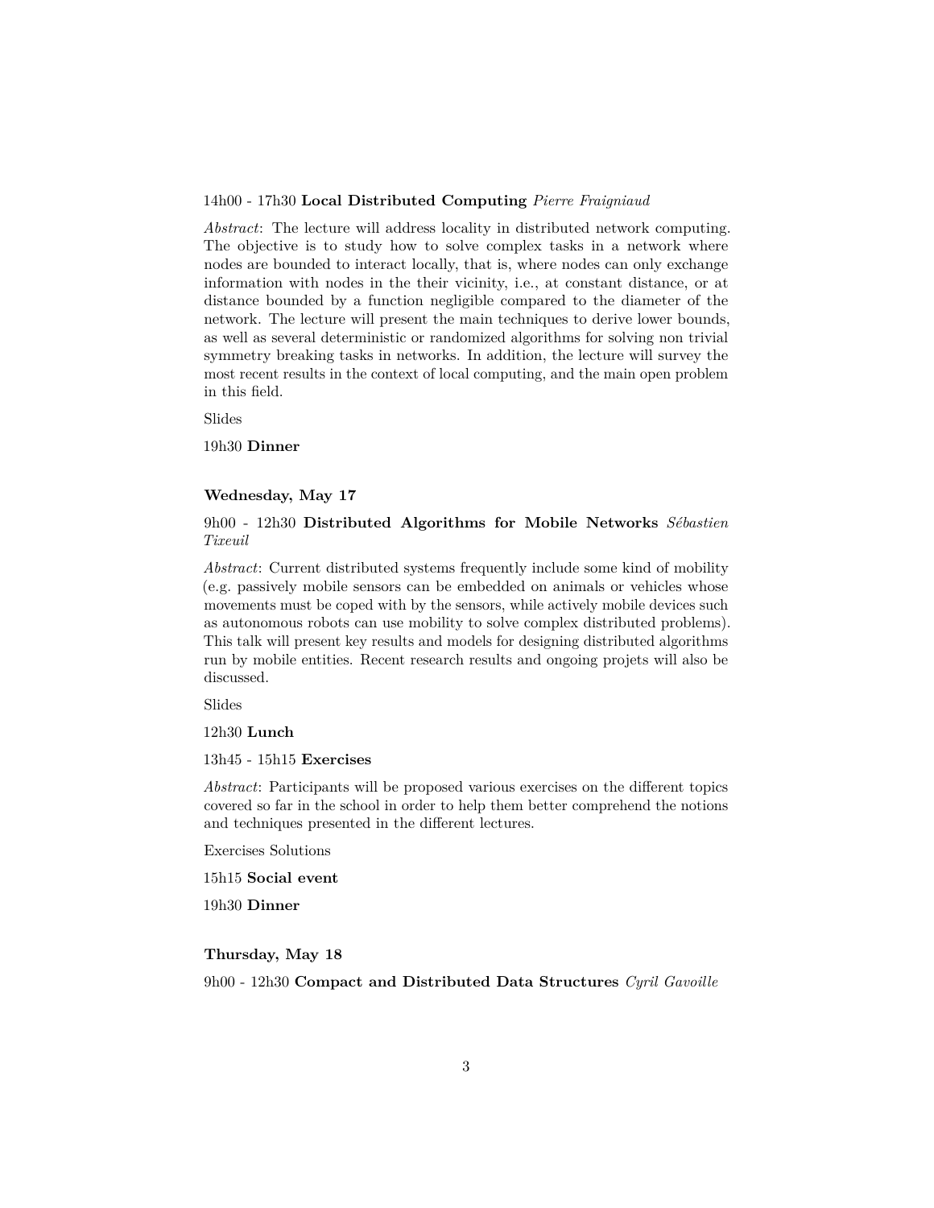14h00 - 17h30 **Local Distributed Computing** *Pierre Fraigniaud*

*Abstract*: The lecture will address locality in distributed network computing. The objective is to study how to solve complex tasks in a network where nodes are bounded to interact locally, that is, where nodes can only exchange information with nodes in the their vicinity, i.e., at constant distance, or at distance bounded by a function negligible compared to the diameter of the network. The lecture will present the main techniques to derive lower bounds, as well as several deterministic or randomized algorithms for solving non trivial symmetry breaking tasks in networks. In addition, the lecture will survey the most recent results in the context of local computing, and the main open problem in this field.

Slides

19h30 **Dinner**

### Wednesday, May 17

9h00 - 12h30 **Distributed Algorithms for Mobile Networks** *Sébastien Tixeuil*

*Abstract*: Current distributed systems frequently include some kind of mobility (e.g. passively mobile sensors can be embedded on animals or vehicles whose movements must be coped with by the sensors, while actively mobile devices such as autonomous robots can use mobility to solve complex distributed problems). This talk will present key results and models for designing distributed algorithms run by mobile entities. Recent research results and ongoing projets will also be discussed.

Slides

12h30 **Lunch**

13h45 - 15h15 **Exercises**

*Abstract*: Participants will be proposed various exercises on the different topics covered so far in the school in order to help them better comprehend the notions and techniques presented in the different lectures.

Exercises Solutions

15h15 **Social event**

19h30 **Dinner**

### Thursday, May 18

9h00 - 12h30 **Compact and Distributed Data Structures** *Cyril Gavoille*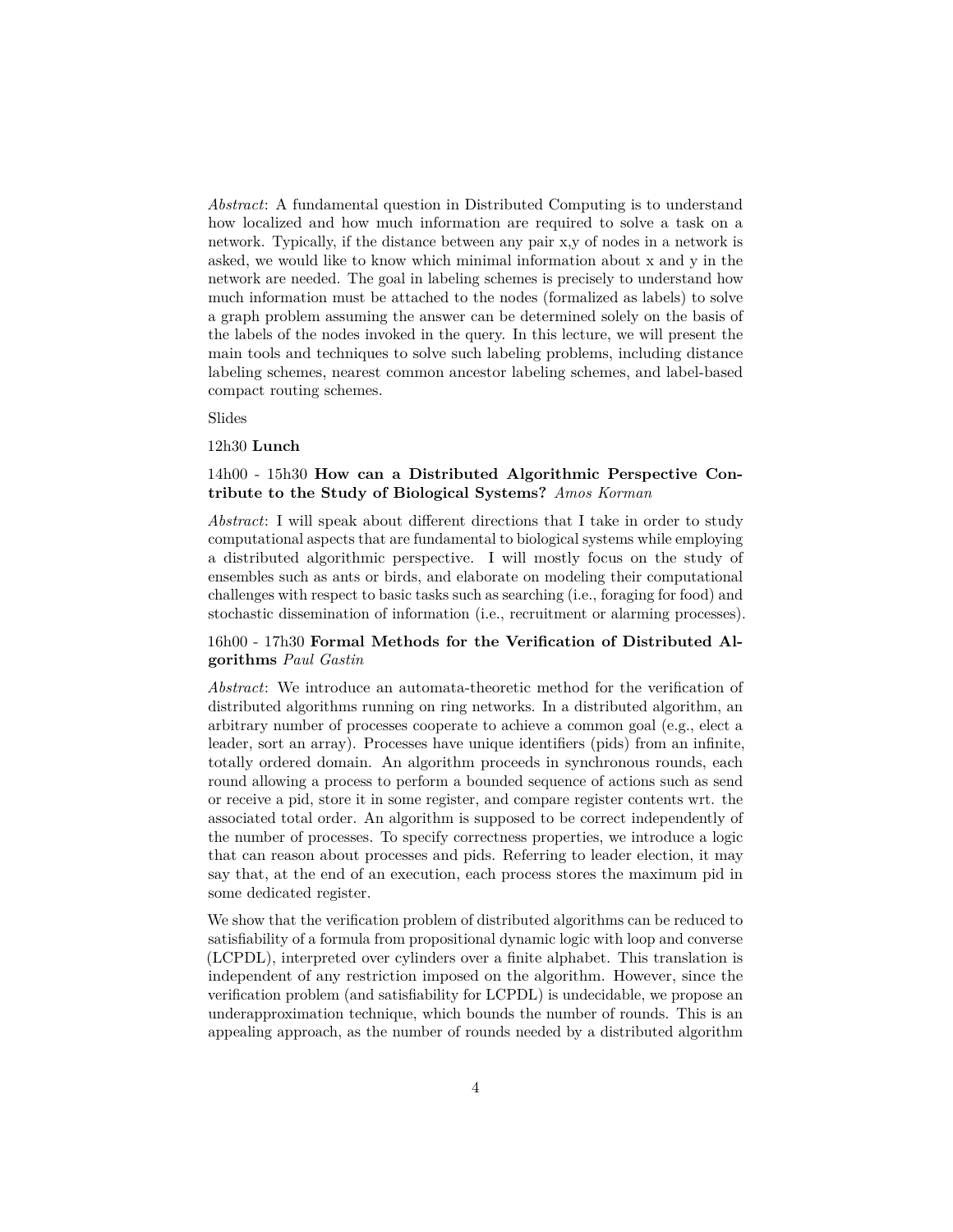*Abstract*: A fundamental question in Distributed Computing is to understand how localized and how much information are required to solve a task on a network. Typically, if the distance between any pair x,y of nodes in a network is asked, we would like to know which minimal information about x and y in the network are needed. The goal in labeling schemes is precisely to understand how much information must be attached to the nodes (formalized as labels) to solve a graph problem assuming the answer can be determined solely on the basis of the labels of the nodes invoked in the query. In this lecture, we will present the main tools and techniques to solve such labeling problems, including distance labeling schemes, nearest common ancestor labeling schemes, and label-based compact routing schemes.

Slides

12h30 **Lunch**

14h00 - 15h30 **How can a Distributed Algorithmic Perspective Contribute to the Study of Biological Systems?** *Amos Korman*

*Abstract*: I will speak about different directions that I take in order to study computational aspects that are fundamental to biological systems while employing a distributed algorithmic perspective. I will mostly focus on the study of ensembles such as ants or birds, and elaborate on modeling their computational challenges with respect to basic tasks such as searching (i.e., foraging for food) and stochastic dissemination of information (i.e., recruitment or alarming processes).

16h00 - 17h30 **Formal Methods for the Verification of Distributed Algorithms** *Paul Gastin*

*Abstract*: We introduce an automata-theoretic method for the verification of distributed algorithms running on ring networks. In a distributed algorithm, an arbitrary number of processes cooperate to achieve a common goal (e.g., elect a leader, sort an array). Processes have unique identifiers (pids) from an infinite, totally ordered domain. An algorithm proceeds in synchronous rounds, each round allowing a process to perform a bounded sequence of actions such as send or receive a pid, store it in some register, and compare register contents wrt. the associated total order. An algorithm is supposed to be correct independently of the number of processes. To specify correctness properties, we introduce a logic that can reason about processes and pids. Referring to leader election, it may say that, at the end of an execution, each process stores the maximum pid in some dedicated register.

We show that the verification problem of distributed algorithms can be reduced to satisfiability of a formula from propositional dynamic logic with loop and converse (LCPDL), interpreted over cylinders over a finite alphabet. This translation is independent of any restriction imposed on the algorithm. However, since the verification problem (and satisfiability for LCPDL) is undecidable, we propose an underapproximation technique, which bounds the number of rounds. This is an appealing approach, as the number of rounds needed by a distributed algorithm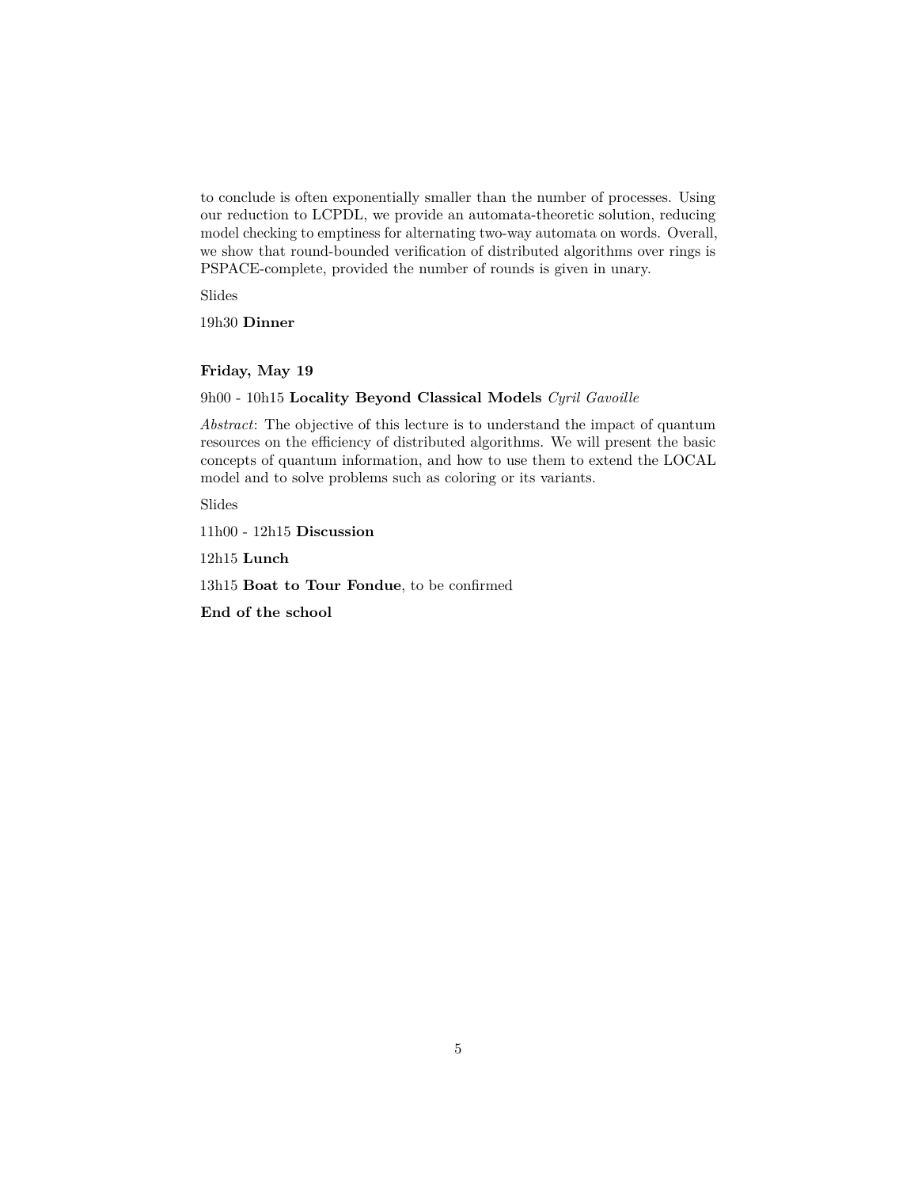to conclude is often exponentially smaller than the number of processes. Using our reduction to LCPDL, we provide an automata-theoretic solution, reducing model checking to emptiness for alternating two-way automata on words. Overall, we show that round-bounded verification of distributed algorithms over rings is PSPACE-complete, provided the number of rounds is given in unary.

Slides

19h30 **Dinner**

### Friday, May 19

9h00 - 10h15 **Locality Beyond Classical Models** *Cyril Gavoille*

*Abstract*: The objective of this lecture is to understand the impact of quantum resources on the efficiency of distributed algorithms. We will present the basic concepts of quantum information, and how to use them to extend the LOCAL model and to solve problems such as coloring or its variants.

Slides

11h00 - 12h15 **Discussion**

12h15 **Lunch**

13h15 **Boat to Tour Fondue**, to be confirmed

**End of the school**